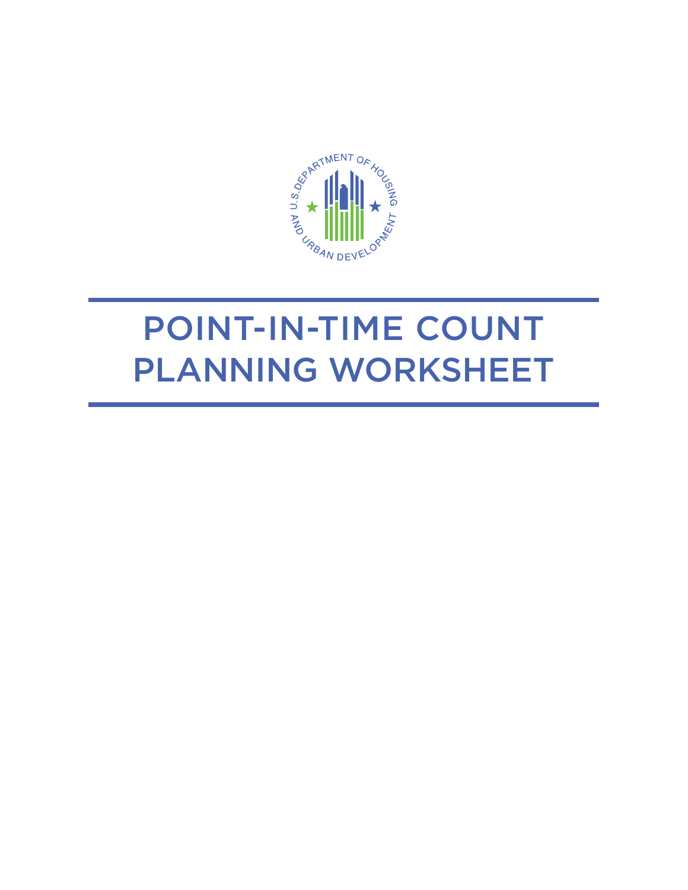# POINT-IN-TIME COUNT PLANNING WORKSHEET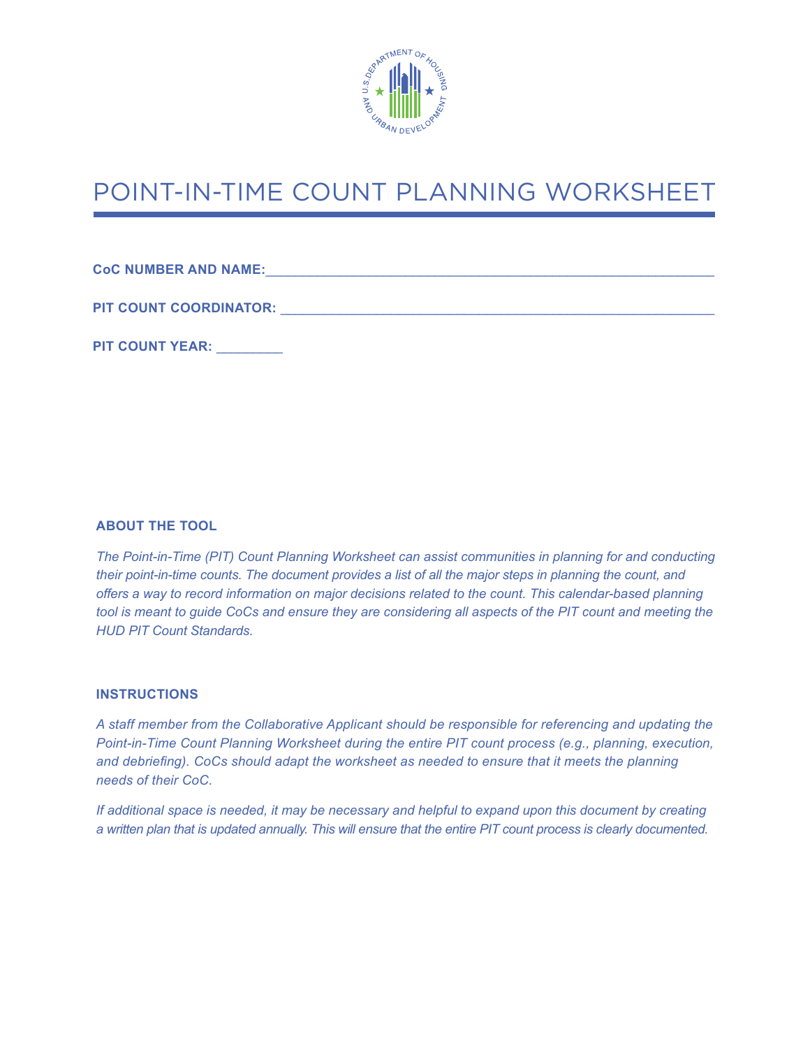# POINT-IN-TIME COUNT PLANNING WORKSHEET

**CoC NUMBER AND NAME:**______________________________________________________________

**PIT COUNT COORDINATOR:** ___________________________________________________________

**PIT COUNT YEAR:** _________

### ABOUT THE TOOL

*The Point-in-Time (PIT) Count Planning Worksheet can assist communities in planning for and conducting their point-in-time counts. The document provides a list of all the major steps in planning the count, and offers a way to record information on major decisions related to the count. This calendar-based planning tool is meant to guide CoCs and ensure they are considering all aspects of the PIT count and meeting the HUD PIT Count Standards.*

### INSTRUCTIONS

*A staff member from the Collaborative Applicant should be responsible for referencing and updating the Point-in-Time Count Planning Worksheet during the entire PIT count process (e.g., planning, execution, and debriefing). CoCs should adapt the worksheet as needed to ensure that it meets the planning needs of their CoC.*

*If additional space is needed, it may be necessary and helpful to expand upon this document by creating a written plan that is updated annually. This will ensure that the entire PIT count process is clearly documented.*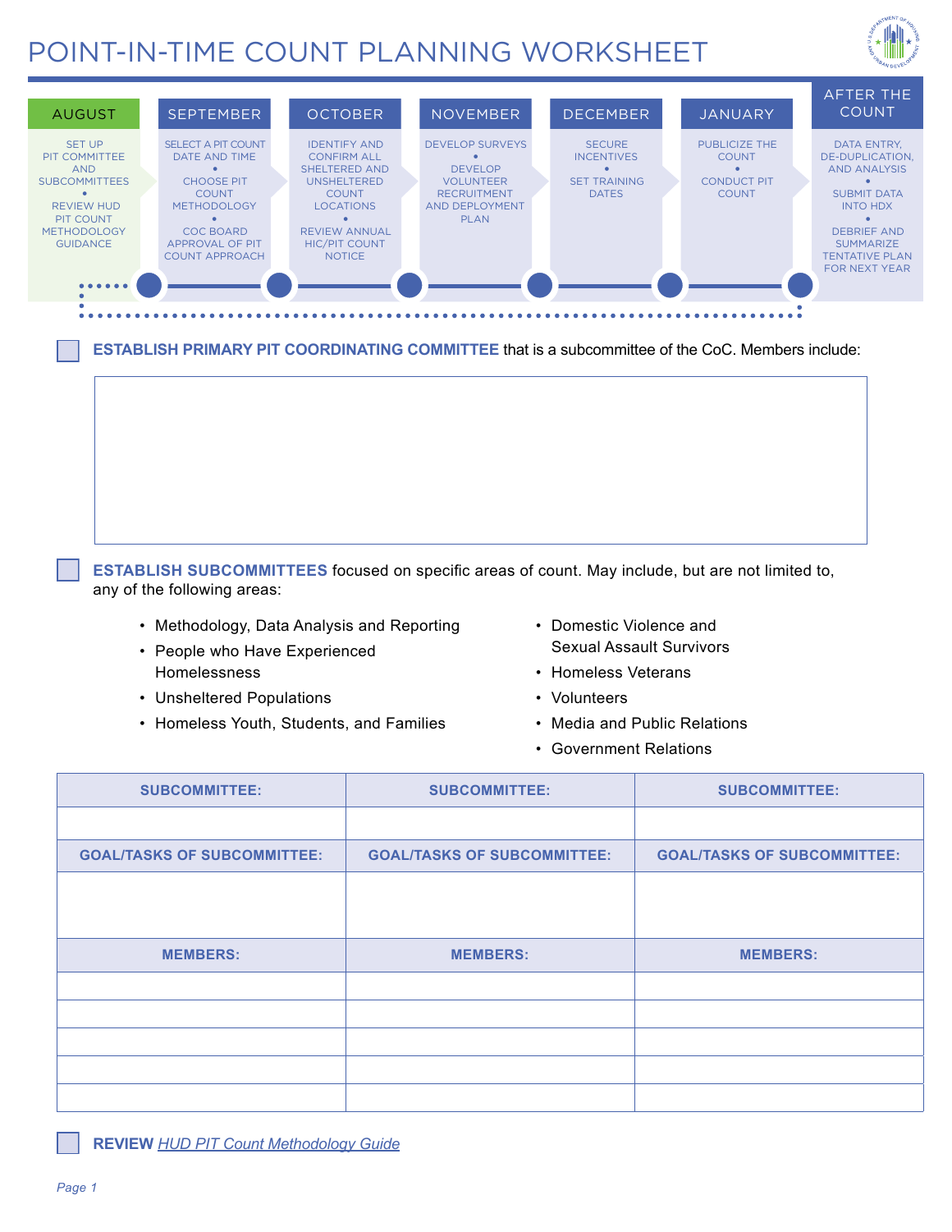# POINT-IN-TIME COUNT PLANNING WORKSHEET

| AUGUST | SEPTEMBER | OCTOBER | NOVEMBER | DECEMBER | JANUARY | AFTER THE COUNT |
|---|---|---|---|---|---|---|
| SET UP PIT COMMITTEE AND SUBCOMMITTEES • REVIEW HUD PIT COUNT METHODOLOGY GUIDANCE | SELECT A PIT COUNT DATE AND TIME • CHOOSE PIT COUNT METHODOLOGY • COC BOARD APPROVAL OF PIT COUNT APPROACH | IDENTIFY AND CONFIRM ALL SHELTERED AND UNSHELTERED COUNT LOCATIONS • REVIEW ANNUAL HIC/PIT COUNT NOTICE | DEVELOP SURVEYS • DEVELOP VOLUNTEER RECRUITMENT AND DEPLOYMENT PLAN | SECURE INCENTIVES • SET TRAINING DATES | PUBLICIZE THE COUNT • CONDUCT PIT COUNT | DATA ENTRY, DE-DUPLICATION, AND ANALYSIS • SUBMIT DATA INTO HDX • DEBRIEF AND SUMMARIZE TENTATIVE PLAN FOR NEXT YEAR |

☐ **ESTABLISH PRIMARY PIT COORDINATING COMMITTEE** that is a subcommittee of the CoC. Members include:

☐ **ESTABLISH SUBCOMMITTEES** focused on specific areas of count. May include, but are not limited to, any of the following areas:

- Methodology, Data Analysis and Reporting
- People who Have Experienced Homelessness
- Unsheltered Populations
- Homeless Youth, Students, and Families
- Domestic Violence and Sexual Assault Survivors
- Homeless Veterans
- Volunteers
- Media and Public Relations
- Government Relations

| SUBCOMMITTEE: | SUBCOMMITTEE: | SUBCOMMITTEE: |
|---|---|---|
| | | |
| **GOAL/TASKS OF SUBCOMMITTEE:** | **GOAL/TASKS OF SUBCOMMITTEE:** | **GOAL/TASKS OF SUBCOMMITTEE:** |
| | | |
| **MEMBERS:** | **MEMBERS:** | **MEMBERS:** |
| | | |
| | | |
| | | |
| | | |
| | | |

☐ **REVIEW** *HUD PIT Count Methodology Guide*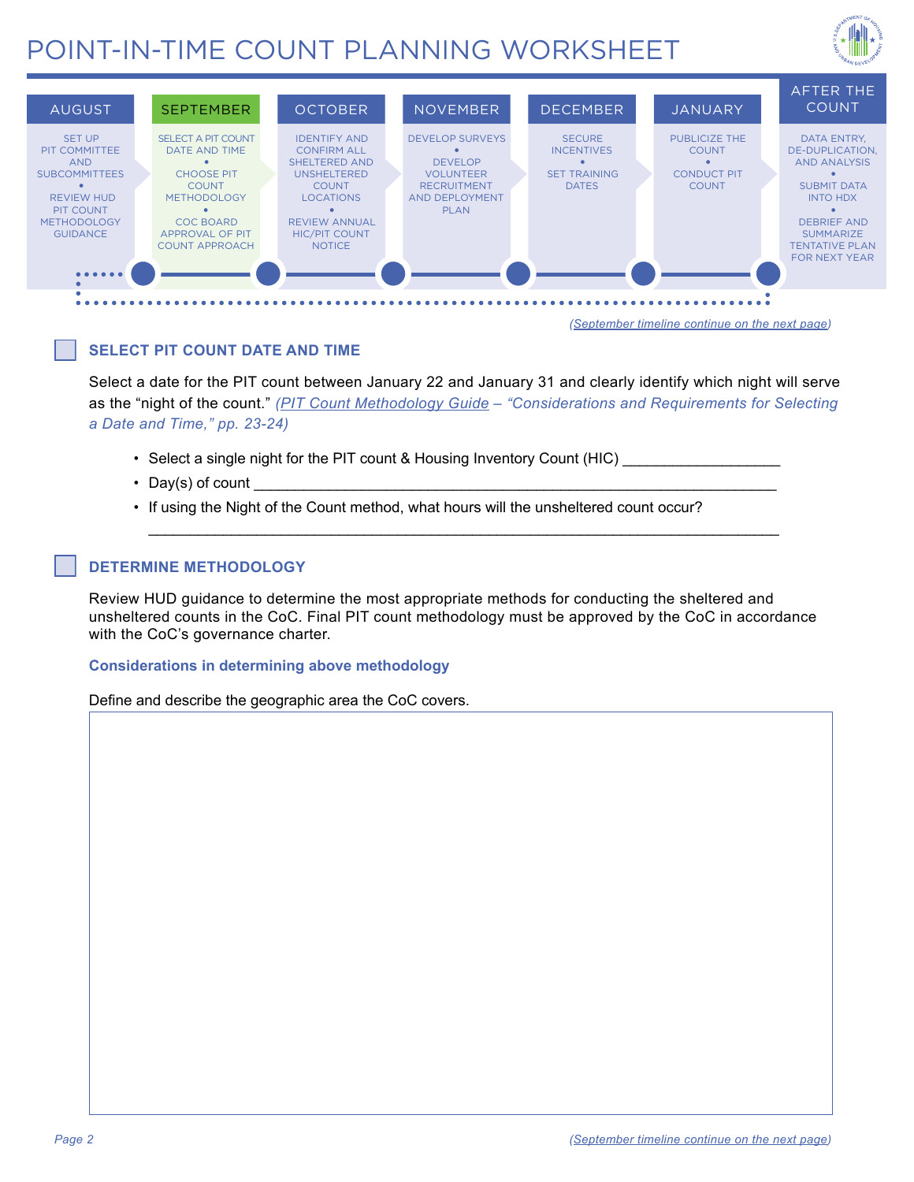# POINT-IN-TIME COUNT PLANNING WORKSHEET

| AUGUST | SEPTEMBER | OCTOBER | NOVEMBER | DECEMBER | JANUARY | AFTER THE COUNT |
|---|---|---|---|---|---|---|
| SET UP PIT COMMITTEE AND SUBCOMMITTEES • REVIEW HUD PIT COUNT METHODOLOGY GUIDANCE | SELECT A PIT COUNT DATE AND TIME • CHOOSE PIT COUNT METHODOLOGY • COC BOARD APPROVAL OF PIT COUNT APPROACH | IDENTIFY AND CONFIRM ALL SHELTERED AND UNSHELTERED COUNT LOCATIONS • REVIEW ANNUAL HIC/PIT COUNT NOTICE | DEVELOP SURVEYS • DEVELOP VOLUNTEER RECRUITMENT AND DEPLOYMENT PLAN | SECURE INCENTIVES • SET TRAINING DATES | PUBLICIZE THE COUNT • CONDUCT PIT COUNT | DATA ENTRY, DE-DUPLICATION, AND ANALYSIS • SUBMIT DATA INTO HDX • DEBRIEF AND SUMMARIZE TENTATIVE PLAN FOR NEXT YEAR |

*(September timeline continue on the next page)*

## ☐ SELECT PIT COUNT DATE AND TIME

Select a date for the PIT count between January 22 and January 31 and clearly identify which night will serve as the "night of the count." *(PIT Count Methodology Guide – "Considerations and Requirements for Selecting a Date and Time," pp. 23-24)*

- Select a single night for the PIT count & Housing Inventory Count (HIC) ___________________
- Day(s) of count ________________________________________________________________
- If using the Night of the Count method, what hours will the unsheltered count occur?
  ________________________________________________________________________________

## ☐ DETERMINE METHODOLOGY

Review HUD guidance to determine the most appropriate methods for conducting the sheltered and unsheltered counts in the CoC. Final PIT count methodology must be approved by the CoC in accordance with the CoC's governance charter.

### Considerations in determining above methodology

Define and describe the geographic area the CoC covers.

*(September timeline continue on the next page)*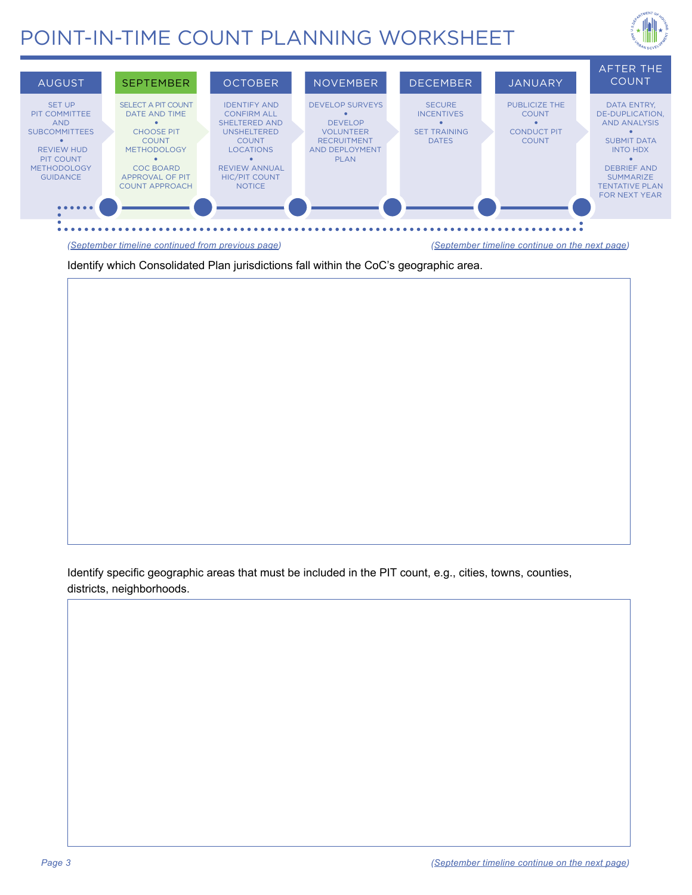# POINT-IN-TIME COUNT PLANNING WORKSHEET

| AUGUST | SEPTEMBER | OCTOBER | NOVEMBER | DECEMBER | JANUARY | AFTER THE COUNT |
|---|---|---|---|---|---|---|
| SET UP PIT COMMITTEE AND SUBCOMMITTEES • REVIEW HUD PIT COUNT METHODOLOGY GUIDANCE | SELECT A PIT COUNT DATE AND TIME • CHOOSE PIT COUNT METHODOLOGY • COC BOARD APPROVAL OF PIT COUNT APPROACH | IDENTIFY AND CONFIRM ALL SHELTERED AND UNSHELTERED COUNT LOCATIONS • REVIEW ANNUAL HIC/PIT COUNT NOTICE | DEVELOP SURVEYS • DEVELOP VOLUNTEER RECRUITMENT AND DEPLOYMENT PLAN | SECURE INCENTIVES • SET TRAINING DATES | PUBLICIZE THE COUNT • CONDUCT PIT COUNT | DATA ENTRY, DE-DUPLICATION, AND ANALYSIS • SUBMIT DATA INTO HDX • DEBRIEF AND SUMMARIZE TENTATIVE PLAN FOR NEXT YEAR |

*(September timeline continued from previous page)*

*(September timeline continue on the next page)*

Identify which Consolidated Plan jurisdictions fall within the CoC's geographic area.

Identify specific geographic areas that must be included in the PIT count, e.g., cities, towns, counties, districts, neighborhoods.

*(September timeline continue on the next page)*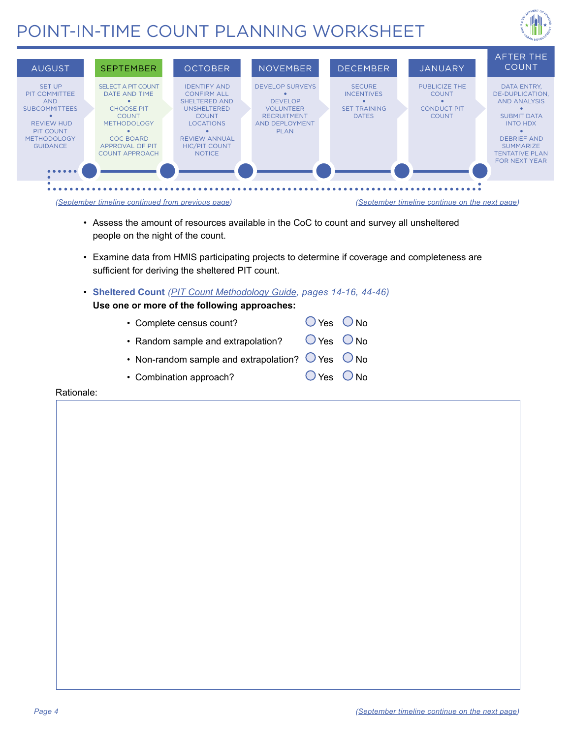# POINT-IN-TIME COUNT PLANNING WORKSHEET

| AUGUST | SEPTEMBER | OCTOBER | NOVEMBER | DECEMBER | JANUARY | AFTER THE COUNT |
|---|---|---|---|---|---|---|
| SET UP PIT COMMITTEE AND SUBCOMMITTEES • REVIEW HUD PIT COUNT METHODOLOGY GUIDANCE | SELECT A PIT COUNT DATE AND TIME • CHOOSE PIT COUNT METHODOLOGY • COC BOARD APPROVAL OF PIT COUNT APPROACH | IDENTIFY AND CONFIRM ALL SHELTERED AND UNSHELTERED COUNT LOCATIONS • REVIEW ANNUAL HIC/PIT COUNT NOTICE | DEVELOP SURVEYS • DEVELOP VOLUNTEER RECRUITMENT AND DEPLOYMENT PLAN | SECURE INCENTIVES • SET TRAINING DATES | PUBLICIZE THE COUNT • CONDUCT PIT COUNT | DATA ENTRY, DE-DUPLICATION, AND ANALYSIS • SUBMIT DATA INTO HDX • DEBRIEF AND SUMMARIZE TENTATIVE PLAN FOR NEXT YEAR |

*(September timeline continued from previous page)*

- Assess the amount of resources available in the CoC to count and survey all unsheltered people on the night of the count.
- Examine data from HMIS participating projects to determine if coverage and completeness are sufficient for deriving the sheltered PIT count.
- **Sheltered Count** *(PIT Count Methodology Guide, pages 14-16, 44-46)*

**Use one or more of the following approaches:**

- Complete census count? ◯ Yes ◯ No
- Random sample and extrapolation? ◯ Yes ◯ No
- Non-random sample and extrapolation? ◯ Yes ◯ No
- Combination approach? ◯ Yes ◯ No

Rationale:

*(September timeline continue on the next page)*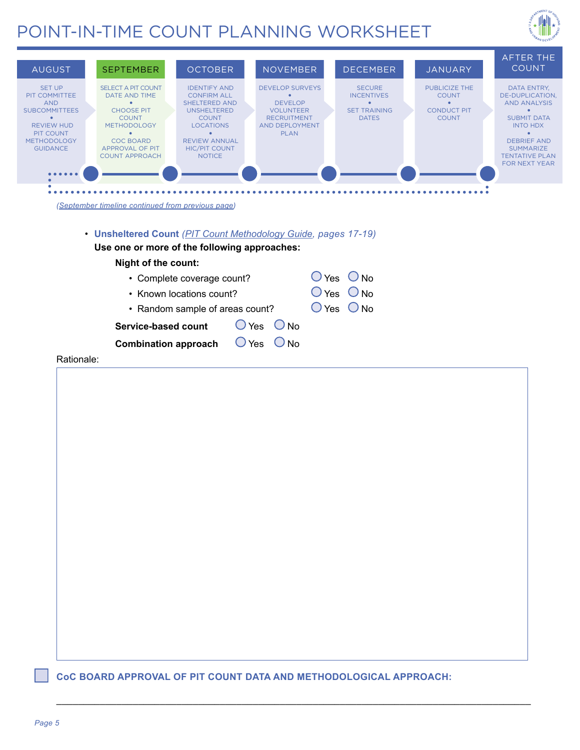# POINT-IN-TIME COUNT PLANNING WORKSHEET

| AUGUST | SEPTEMBER | OCTOBER | NOVEMBER | DECEMBER | JANUARY | AFTER THE COUNT |
|---|---|---|---|---|---|---|
| SET UP PIT COMMITTEE AND SUBCOMMITTEES • REVIEW HUD PIT COUNT METHODOLOGY GUIDANCE | SELECT A PIT COUNT DATE AND TIME • CHOOSE PIT COUNT METHODOLOGY • COC BOARD APPROVAL OF PIT COUNT APPROACH | IDENTIFY AND CONFIRM ALL SHELTERED AND UNSHELTERED COUNT LOCATIONS • REVIEW ANNUAL HIC/PIT COUNT NOTICE | DEVELOP SURVEYS • DEVELOP VOLUNTEER RECRUITMENT AND DEPLOYMENT PLAN | SECURE INCENTIVES • SET TRAINING DATES | PUBLICIZE THE COUNT • CONDUCT PIT COUNT | DATA ENTRY, DE-DUPLICATION, AND ANALYSIS • SUBMIT DATA INTO HDX • DEBRIEF AND SUMMARIZE TENTATIVE PLAN FOR NEXT YEAR |

*(September timeline continued from previous page)*

- **Unsheltered Count** *(PIT Count Methodology Guide, pages 17-19)*

  **Use one or more of the following approaches:**

  **Night of the count:**

  - Complete coverage count? ◯ Yes ◯ No
  - Known locations count? ◯ Yes ◯ No
  - Random sample of areas count? ◯ Yes ◯ No

  **Service-based count** ◯ Yes ◯ No

  **Combination approach** ◯ Yes ◯ No

Rationale:

☐ **CoC BOARD APPROVAL OF PIT COUNT DATA AND METHODOLOGICAL APPROACH:**

\_\_\_\_\_\_\_\_\_\_\_\_\_\_\_\_\_\_\_\_\_\_\_\_\_\_\_\_\_\_\_\_\_\_\_\_\_\_\_\_\_\_\_\_\_\_\_\_\_\_\_\_\_\_\_\_\_\_\_\_\_\_\_\_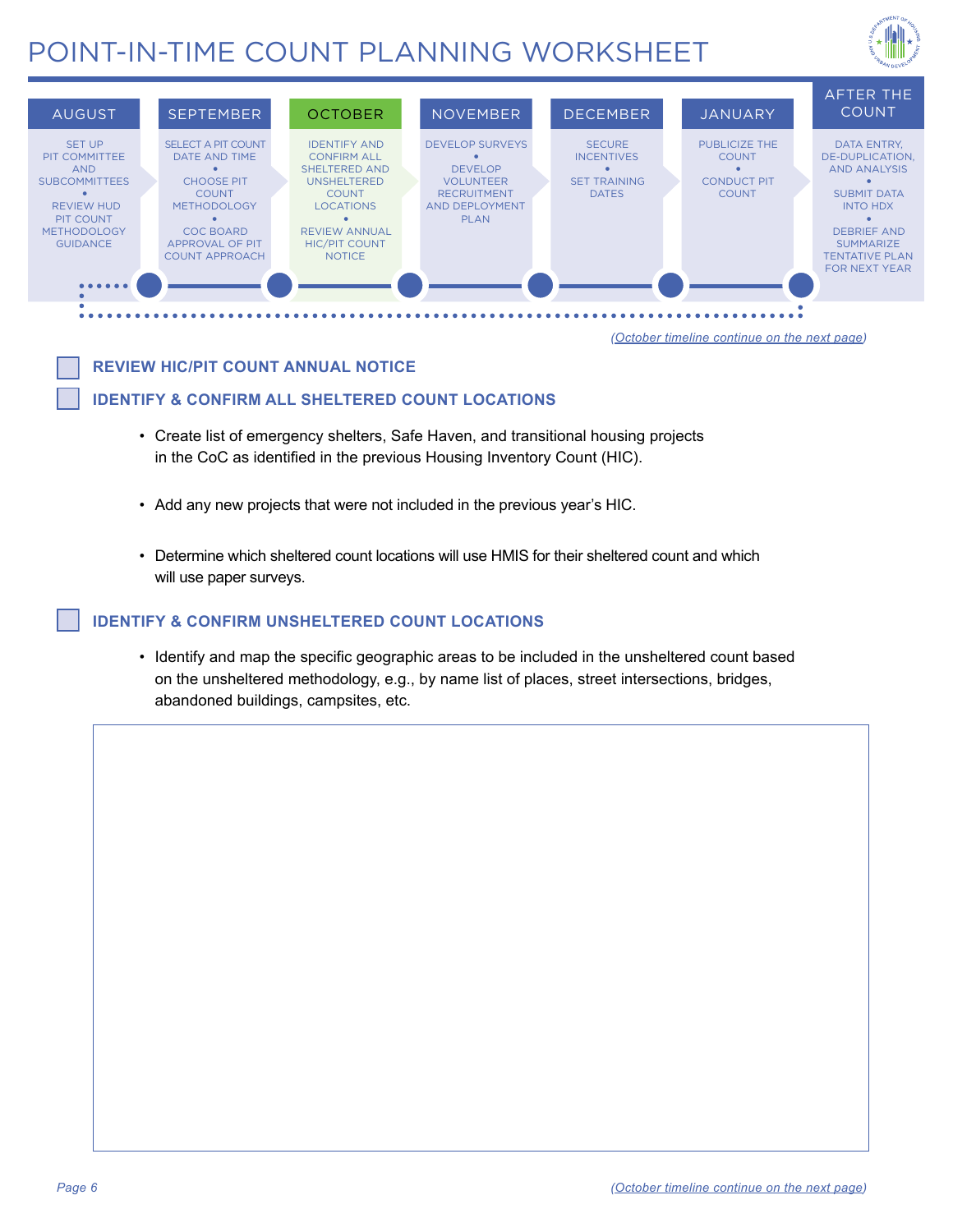# POINT-IN-TIME COUNT PLANNING WORKSHEET

| AUGUST | SEPTEMBER | OCTOBER | NOVEMBER | DECEMBER | JANUARY | AFTER THE COUNT |
|---|---|---|---|---|---|---|
| SET UP PIT COMMITTEE AND SUBCOMMITTEES • REVIEW HUD PIT COUNT METHODOLOGY GUIDANCE | SELECT A PIT COUNT DATE AND TIME • CHOOSE PIT COUNT METHODOLOGY • COC BOARD APPROVAL OF PIT COUNT APPROACH | IDENTIFY AND CONFIRM ALL SHELTERED AND UNSHELTERED COUNT LOCATIONS • REVIEW ANNUAL HIC/PIT COUNT NOTICE | DEVELOP SURVEYS • DEVELOP VOLUNTEER RECRUITMENT AND DEPLOYMENT PLAN | SECURE INCENTIVES • SET TRAINING DATES | PUBLICIZE THE COUNT • CONDUCT PIT COUNT | DATA ENTRY, DE-DUPLICATION, AND ANALYSIS • SUBMIT DATA INTO HDX • DEBRIEF AND SUMMARIZE TENTATIVE PLAN FOR NEXT YEAR |

*(October timeline continue on the next page)*

☐ **REVIEW HIC/PIT COUNT ANNUAL NOTICE**

☐ **IDENTIFY & CONFIRM ALL SHELTERED COUNT LOCATIONS**

- Create list of emergency shelters, Safe Haven, and transitional housing projects in the CoC as identified in the previous Housing Inventory Count (HIC).
- Add any new projects that were not included in the previous year's HIC.
- Determine which sheltered count locations will use HMIS for their sheltered count and which will use paper surveys.

☐ **IDENTIFY & CONFIRM UNSHELTERED COUNT LOCATIONS**

- Identify and map the specific geographic areas to be included in the unsheltered count based on the unsheltered methodology, e.g., by name list of places, street intersections, bridges, abandoned buildings, campsites, etc.

*(October timeline continue on the next page)*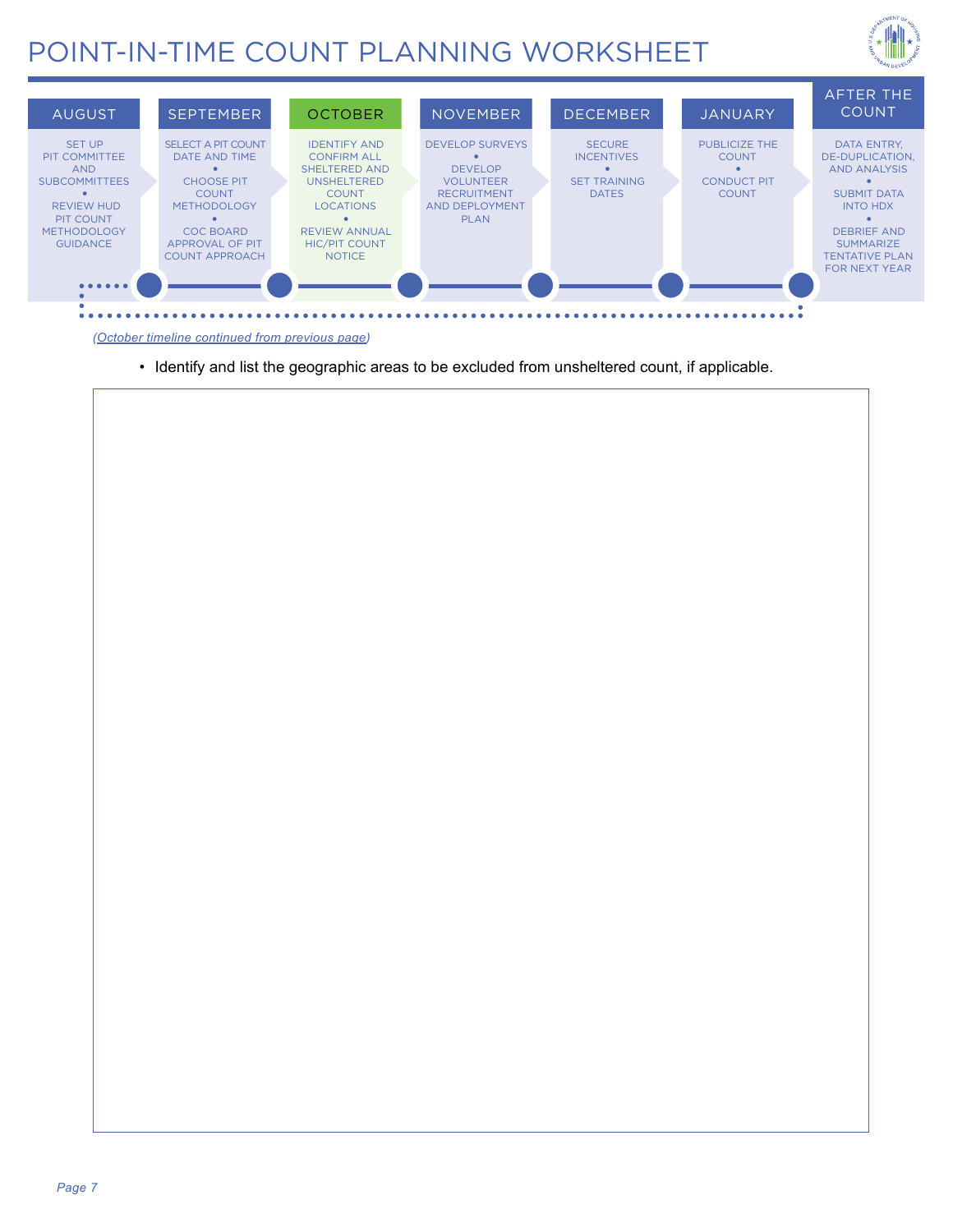# POINT-IN-TIME COUNT PLANNING WORKSHEET

| AUGUST | SEPTEMBER | OCTOBER | NOVEMBER | DECEMBER | JANUARY | AFTER THE COUNT |
|---|---|---|---|---|---|---|
| SET UP PIT COMMITTEE AND SUBCOMMITTEES • REVIEW HUD PIT COUNT METHODOLOGY GUIDANCE | SELECT A PIT COUNT DATE AND TIME • CHOOSE PIT COUNT METHODOLOGY • COC BOARD APPROVAL OF PIT COUNT APPROACH | IDENTIFY AND CONFIRM ALL SHELTERED AND UNSHELTERED COUNT LOCATIONS • REVIEW ANNUAL HIC/PIT COUNT NOTICE | DEVELOP SURVEYS • DEVELOP VOLUNTEER RECRUITMENT AND DEPLOYMENT PLAN | SECURE INCENTIVES • SET TRAINING DATES | PUBLICIZE THE COUNT • CONDUCT PIT COUNT | DATA ENTRY, DE-DUPLICATION, AND ANALYSIS • SUBMIT DATA INTO HDX • DEBRIEF AND SUMMARIZE TENTATIVE PLAN FOR NEXT YEAR |

*(October timeline continued from previous page)*

- Identify and list the geographic areas to be excluded from unsheltered count, if applicable.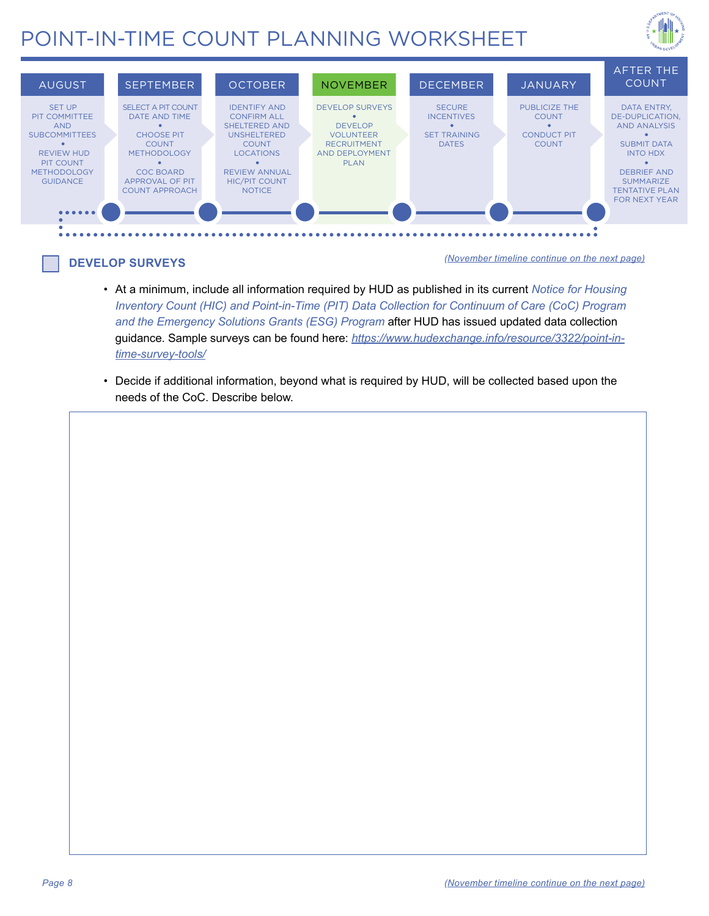# POINT-IN-TIME COUNT PLANNING WORKSHEET

| AUGUST | SEPTEMBER | OCTOBER | NOVEMBER | DECEMBER | JANUARY | AFTER THE COUNT |
|---|---|---|---|---|---|---|
| SET UP PIT COMMITTEE AND SUBCOMMITTEES • REVIEW HUD PIT COUNT METHODOLOGY GUIDANCE | SELECT A PIT COUNT DATE AND TIME • CHOOSE PIT COUNT METHODOLOGY • COC BOARD APPROVAL OF PIT COUNT APPROACH | IDENTIFY AND CONFIRM ALL SHELTERED AND UNSHELTERED COUNT LOCATIONS • REVIEW ANNUAL HIC/PIT COUNT NOTICE | DEVELOP SURVEYS • DEVELOP VOLUNTEER RECRUITMENT AND DEPLOYMENT PLAN | SECURE INCENTIVES • SET TRAINING DATES | PUBLICIZE THE COUNT • CONDUCT PIT COUNT | DATA ENTRY, DE-DUPLICATION, AND ANALYSIS • SUBMIT DATA INTO HDX • DEBRIEF AND SUMMARIZE TENTATIVE PLAN FOR NEXT YEAR |

## ☐ DEVELOP SURVEYS

*(November timeline continue on the next page)*

- At a minimum, include all information required by HUD as published in its current *Notice for Housing Inventory Count (HIC) and Point-in-Time (PIT) Data Collection for Continuum of Care (CoC) Program and the Emergency Solutions Grants (ESG) Program* after HUD has issued updated data collection guidance. Sample surveys can be found here: *https://www.hudexchange.info/resource/3322/point-in-time-survey-tools/*
- Decide if additional information, beyond what is required by HUD, will be collected based upon the needs of the CoC. Describe below.

*(November timeline continue on the next page)*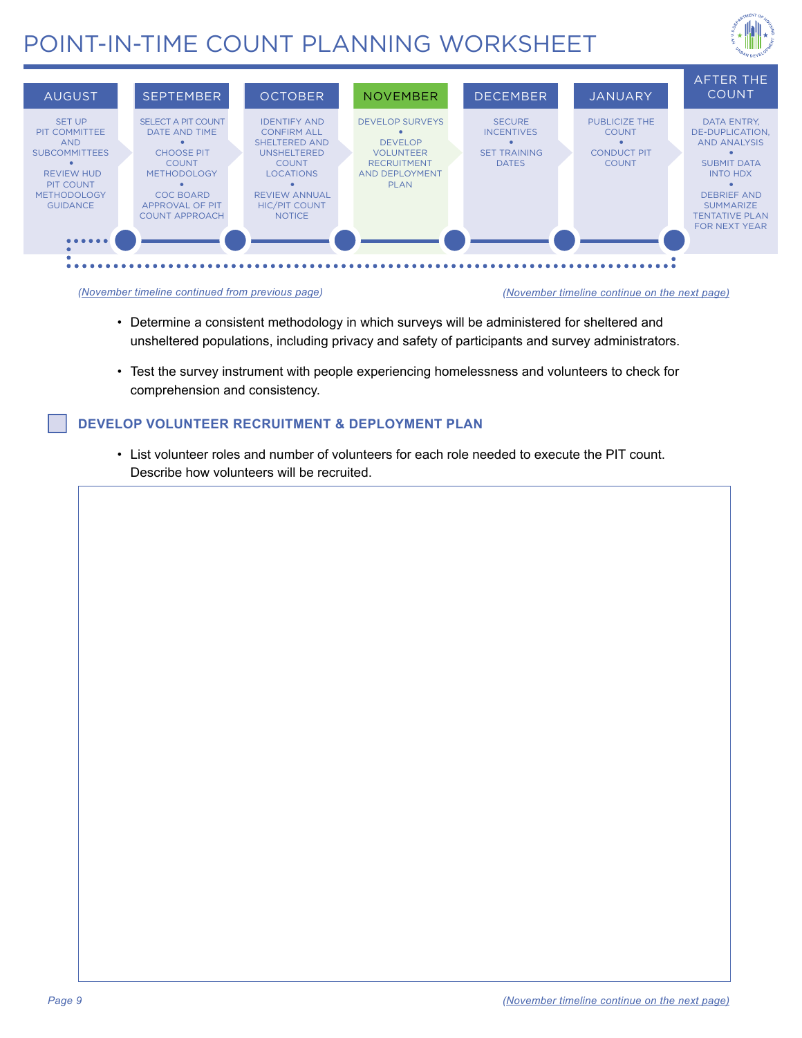# POINT-IN-TIME COUNT PLANNING WORKSHEET

| AUGUST | SEPTEMBER | OCTOBER | NOVEMBER | DECEMBER | JANUARY | AFTER THE COUNT |
|---|---|---|---|---|---|---|
| SET UP PIT COMMITTEE AND SUBCOMMITTEES • REVIEW HUD PIT COUNT METHODOLOGY GUIDANCE | SELECT A PIT COUNT DATE AND TIME • CHOOSE PIT COUNT METHODOLOGY • COC BOARD APPROVAL OF PIT COUNT APPROACH | IDENTIFY AND CONFIRM ALL SHELTERED AND UNSHELTERED COUNT LOCATIONS • REVIEW ANNUAL HIC/PIT COUNT NOTICE | DEVELOP SURVEYS • DEVELOP VOLUNTEER RECRUITMENT AND DEPLOYMENT PLAN | SECURE INCENTIVES • SET TRAINING DATES | PUBLICIZE THE COUNT • CONDUCT PIT COUNT | DATA ENTRY, DE-DUPLICATION, AND ANALYSIS • SUBMIT DATA INTO HDX • DEBRIEF AND SUMMARIZE TENTATIVE PLAN FOR NEXT YEAR |

*(November timeline continued from previous page)*

*(November timeline continue on the next page)*

- Determine a consistent methodology in which surveys will be administered for sheltered and unsheltered populations, including privacy and safety of participants and survey administrators.
- Test the survey instrument with people experiencing homelessness and volunteers to check for comprehension and consistency.

## ☐ DEVELOP VOLUNTEER RECRUITMENT & DEPLOYMENT PLAN

- List volunteer roles and number of volunteers for each role needed to execute the PIT count. Describe how volunteers will be recruited.

*(November timeline continue on the next page)*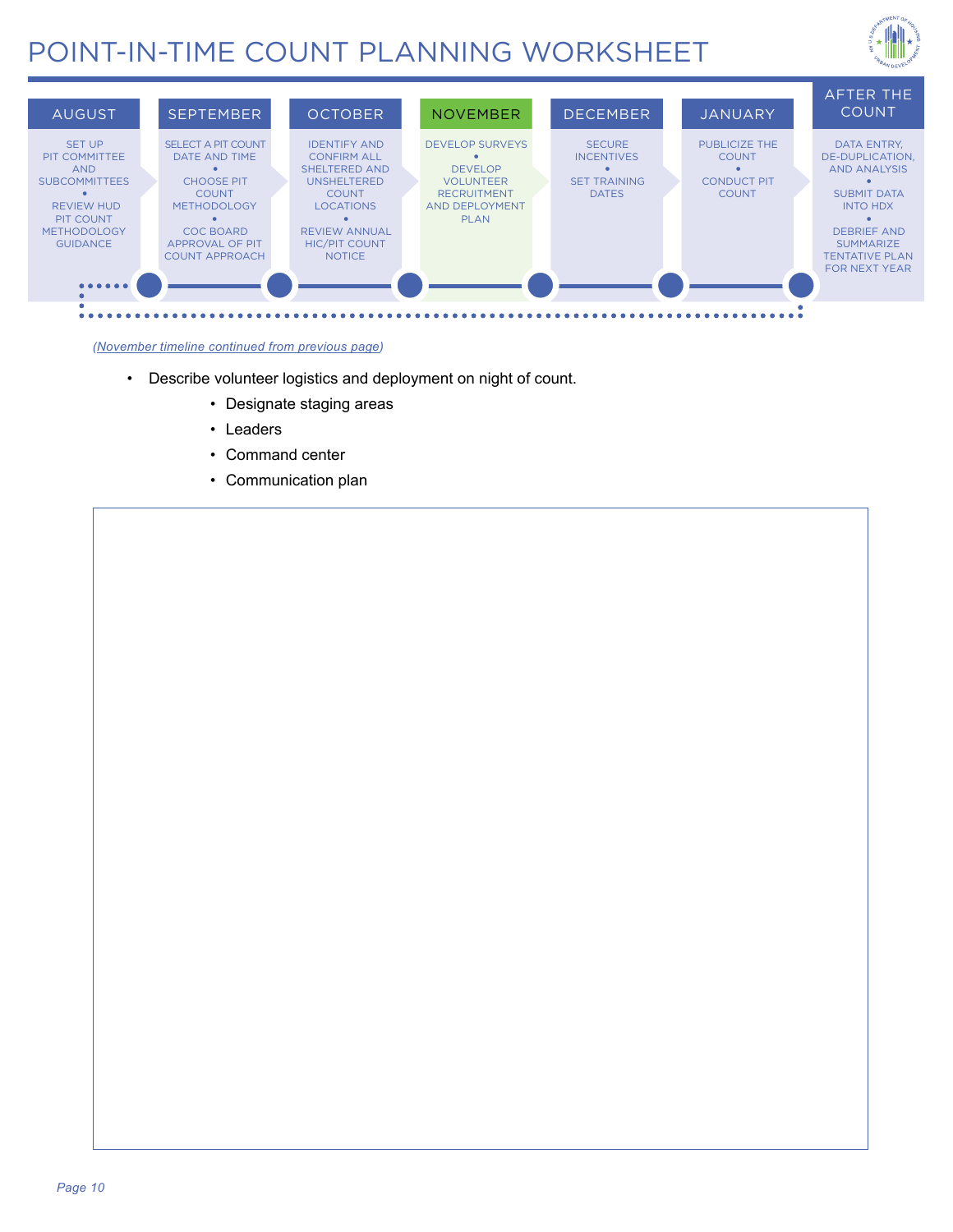# POINT-IN-TIME COUNT PLANNING WORKSHEET

| AUGUST | SEPTEMBER | OCTOBER | NOVEMBER | DECEMBER | JANUARY | AFTER THE COUNT |
|---|---|---|---|---|---|---|
| SET UP PIT COMMITTEE AND SUBCOMMITTEES • REVIEW HUD PIT COUNT METHODOLOGY GUIDANCE | SELECT A PIT COUNT DATE AND TIME • CHOOSE PIT COUNT METHODOLOGY • COC BOARD APPROVAL OF PIT COUNT APPROACH | IDENTIFY AND CONFIRM ALL SHELTERED AND UNSHELTERED COUNT LOCATIONS • REVIEW ANNUAL HIC/PIT COUNT NOTICE | DEVELOP SURVEYS • DEVELOP VOLUNTEER RECRUITMENT AND DEPLOYMENT PLAN | SECURE INCENTIVES • SET TRAINING DATES | PUBLICIZE THE COUNT • CONDUCT PIT COUNT | DATA ENTRY, DE-DUPLICATION, AND ANALYSIS • SUBMIT DATA INTO HDX • DEBRIEF AND SUMMARIZE TENTATIVE PLAN FOR NEXT YEAR |

*(November timeline continued from previous page)*

- Describe volunteer logistics and deployment on night of count.
  - Designate staging areas
  - Leaders
  - Command center
  - Communication plan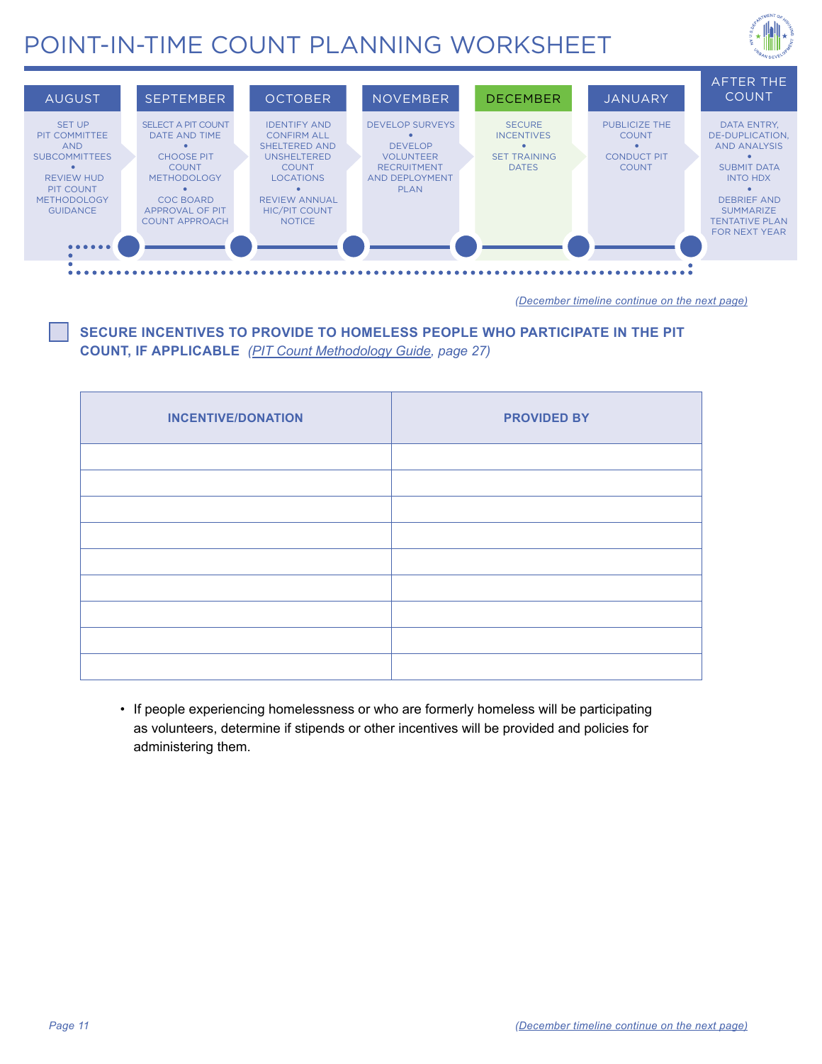# POINT-IN-TIME COUNT PLANNING WORKSHEET

| AUGUST | SEPTEMBER | OCTOBER | NOVEMBER | DECEMBER | JANUARY | AFTER THE COUNT |
|---|---|---|---|---|---|---|
| SET UP PIT COMMITTEE AND SUBCOMMITTEES • REVIEW HUD PIT COUNT METHODOLOGY GUIDANCE | SELECT A PIT COUNT DATE AND TIME • CHOOSE PIT COUNT METHODOLOGY • COC BOARD APPROVAL OF PIT COUNT APPROACH | IDENTIFY AND CONFIRM ALL SHELTERED AND UNSHELTERED COUNT LOCATIONS • REVIEW ANNUAL HIC/PIT COUNT NOTICE | DEVELOP SURVEYS • DEVELOP VOLUNTEER RECRUITMENT AND DEPLOYMENT PLAN | SECURE INCENTIVES • SET TRAINING DATES | PUBLICIZE THE COUNT • CONDUCT PIT COUNT | DATA ENTRY, DE-DUPLICATION, AND ANALYSIS • SUBMIT DATA INTO HDX • DEBRIEF AND SUMMARIZE TENTATIVE PLAN FOR NEXT YEAR |

*(December timeline continue on the next page)*

☐ **SECURE INCENTIVES TO PROVIDE TO HOMELESS PEOPLE WHO PARTICIPATE IN THE PIT COUNT, IF APPLICABLE** *(PIT Count Methodology Guide, page 27)*

| INCENTIVE/DONATION | PROVIDED BY |
|---|---|
| | |
| | |
| | |
| | |
| | |
| | |
| | |
| | |
| | |

- If people experiencing homelessness or who are formerly homeless will be participating as volunteers, determine if stipends or other incentives will be provided and policies for administering them.

*(December timeline continue on the next page)*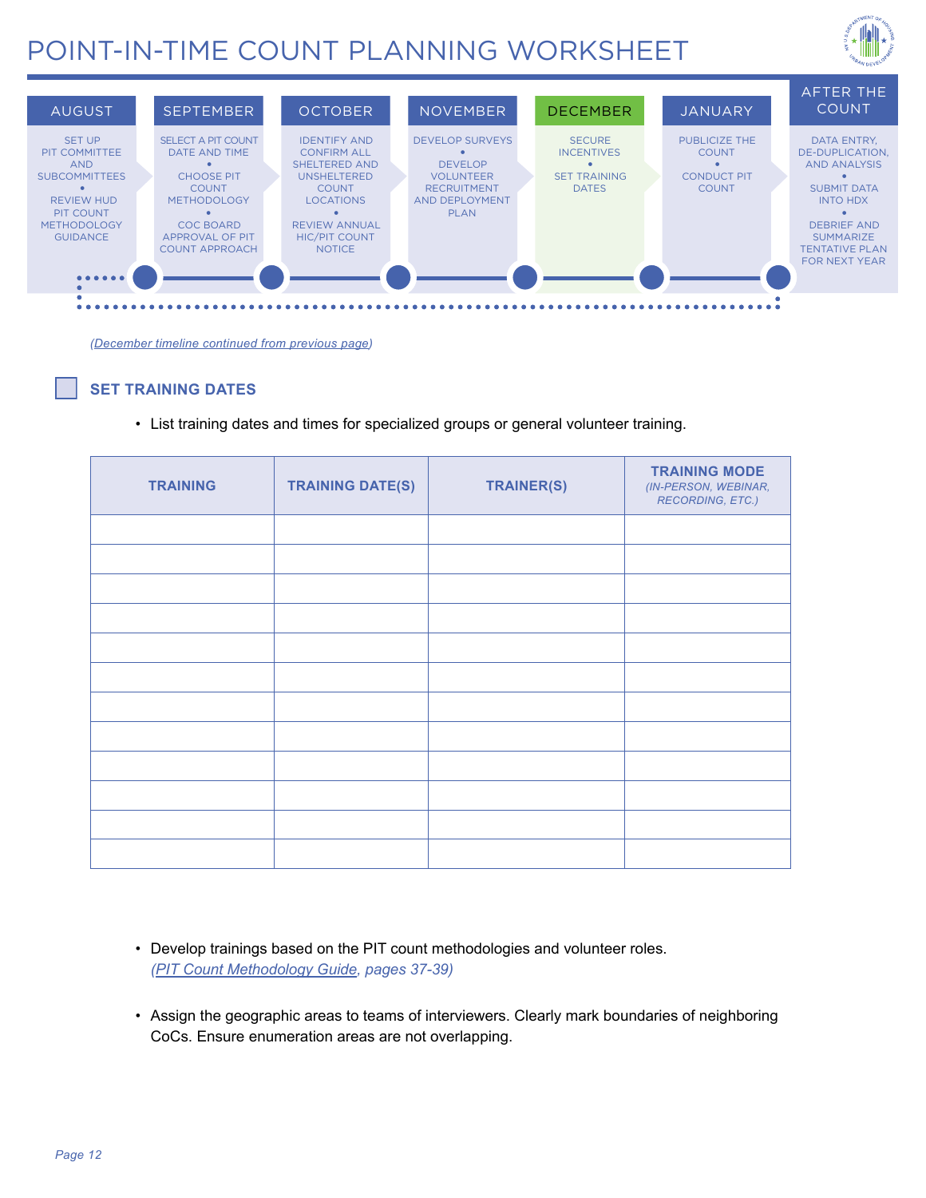# POINT-IN-TIME COUNT PLANNING WORKSHEET

| AUGUST | SEPTEMBER | OCTOBER | NOVEMBER | DECEMBER | JANUARY | AFTER THE COUNT |
|---|---|---|---|---|---|---|
| SET UP PIT COMMITTEE AND SUBCOMMITTEES • REVIEW HUD PIT COUNT METHODOLOGY GUIDANCE | SELECT A PIT COUNT DATE AND TIME • CHOOSE PIT COUNT METHODOLOGY • COC BOARD APPROVAL OF PIT COUNT APPROACH | IDENTIFY AND CONFIRM ALL SHELTERED AND UNSHELTERED COUNT LOCATIONS • REVIEW ANNUAL HIC/PIT COUNT NOTICE | DEVELOP SURVEYS • DEVELOP VOLUNTEER RECRUITMENT AND DEPLOYMENT PLAN | SECURE INCENTIVES • SET TRAINING DATES | PUBLICIZE THE COUNT • CONDUCT PIT COUNT | DATA ENTRY, DE-DUPLICATION, AND ANALYSIS • SUBMIT DATA INTO HDX • DEBRIEF AND SUMMARIZE TENTATIVE PLAN FOR NEXT YEAR |

*(December timeline continued from previous page)*

## ☐ SET TRAINING DATES

- List training dates and times for specialized groups or general volunteer training.

| TRAINING | TRAINING DATE(S) | TRAINER(S) | TRAINING MODE *(IN-PERSON, WEBINAR, RECORDING, ETC.)* |
|---|---|---|---|
| | | | |
| | | | |
| | | | |
| | | | |
| | | | |
| | | | |
| | | | |
| | | | |
| | | | |
| | | | |
| | | | |
| | | | |

- Develop trainings based on the PIT count methodologies and volunteer roles. *(PIT Count Methodology Guide, pages 37-39)*

- Assign the geographic areas to teams of interviewers. Clearly mark boundaries of neighboring CoCs. Ensure enumeration areas are not overlapping.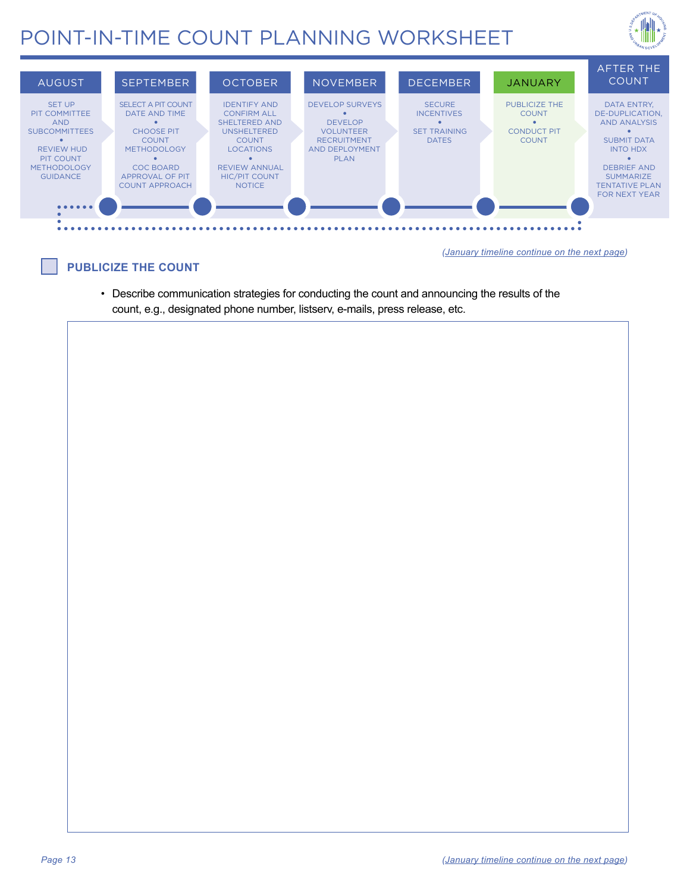# POINT-IN-TIME COUNT PLANNING WORKSHEET

| AUGUST | SEPTEMBER | OCTOBER | NOVEMBER | DECEMBER | JANUARY | AFTER THE COUNT |
|---|---|---|---|---|---|---|
| SET UP PIT COMMITTEE AND SUBCOMMITTEES • REVIEW HUD PIT COUNT METHODOLOGY GUIDANCE | SELECT A PIT COUNT DATE AND TIME • CHOOSE PIT COUNT METHODOLOGY • COC BOARD APPROVAL OF PIT COUNT APPROACH | IDENTIFY AND CONFIRM ALL SHELTERED AND UNSHELTERED COUNT LOCATIONS • REVIEW ANNUAL HIC/PIT COUNT NOTICE | DEVELOP SURVEYS • DEVELOP VOLUNTEER RECRUITMENT AND DEPLOYMENT PLAN | SECURE INCENTIVES • SET TRAINING DATES | PUBLICIZE THE COUNT • CONDUCT PIT COUNT | DATA ENTRY, DE-DUPLICATION, AND ANALYSIS • SUBMIT DATA INTO HDX • DEBRIEF AND SUMMARIZE TENTATIVE PLAN FOR NEXT YEAR |

*(January timeline continue on the next page)*

## ☐ PUBLICIZE THE COUNT

- Describe communication strategies for conducting the count and announcing the results of the count, e.g., designated phone number, listserv, e-mails, press release, etc.

*(January timeline continue on the next page)*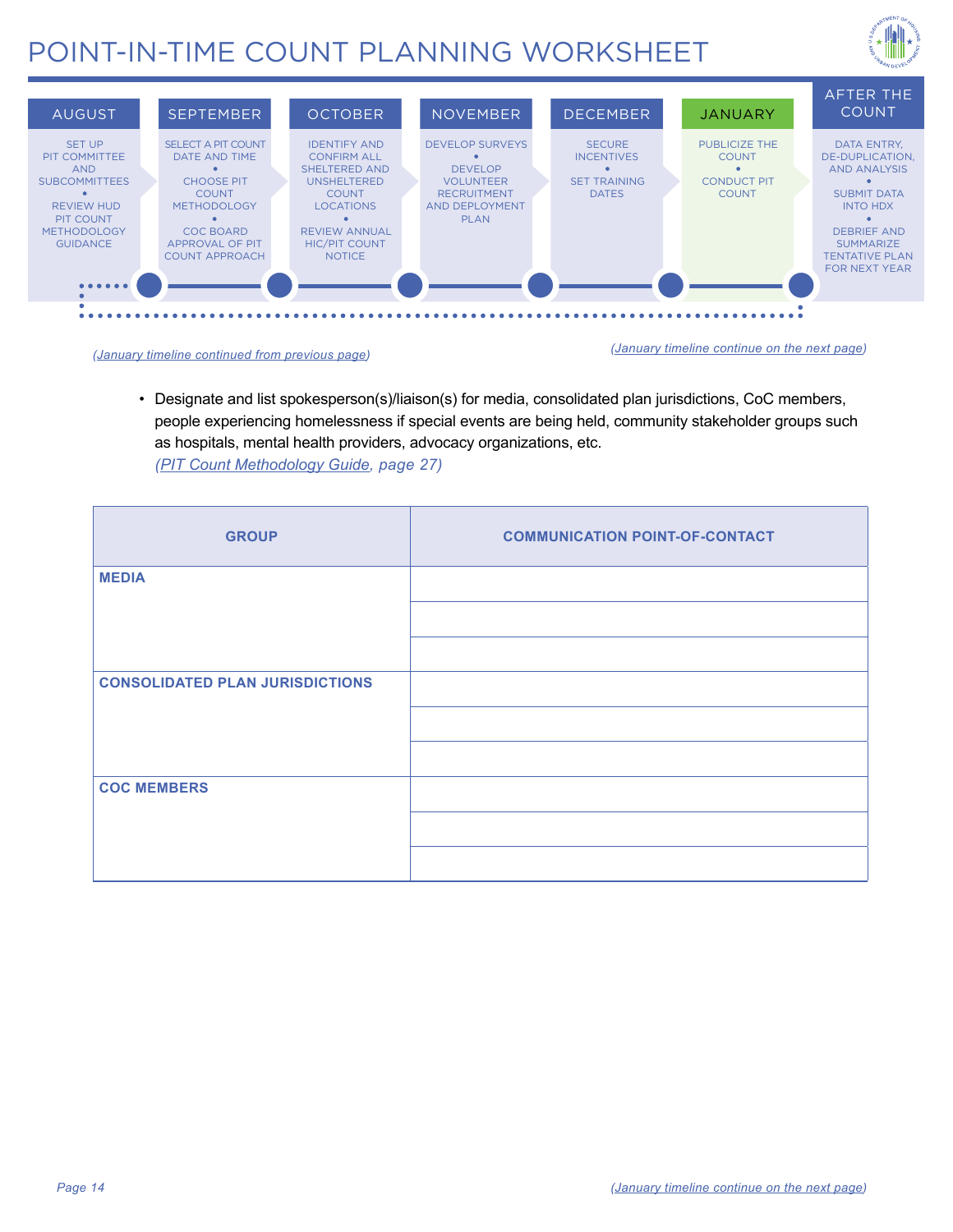# POINT-IN-TIME COUNT PLANNING WORKSHEET

| AUGUST | SEPTEMBER | OCTOBER | NOVEMBER | DECEMBER | JANUARY | AFTER THE COUNT |
|---|---|---|---|---|---|---|
| SET UP PIT COMMITTEE AND SUBCOMMITTEES • REVIEW HUD PIT COUNT METHODOLOGY GUIDANCE | SELECT A PIT COUNT DATE AND TIME • CHOOSE PIT COUNT METHODOLOGY • COC BOARD APPROVAL OF PIT COUNT APPROACH | IDENTIFY AND CONFIRM ALL SHELTERED AND UNSHELTERED COUNT LOCATIONS • REVIEW ANNUAL HIC/PIT COUNT NOTICE | DEVELOP SURVEYS • DEVELOP VOLUNTEER RECRUITMENT AND DEPLOYMENT PLAN | SECURE INCENTIVES • SET TRAINING DATES | PUBLICIZE THE COUNT • CONDUCT PIT COUNT | DATA ENTRY, DE-DUPLICATION, AND ANALYSIS • SUBMIT DATA INTO HDX • DEBRIEF AND SUMMARIZE TENTATIVE PLAN FOR NEXT YEAR |

*(January timeline continued from previous page)*

*(January timeline continue on the next page)*

- Designate and list spokesperson(s)/liaison(s) for media, consolidated plan jurisdictions, CoC members, people experiencing homelessness if special events are being held, community stakeholder groups such as hospitals, mental health providers, advocacy organizations, etc.
  *(PIT Count Methodology Guide, page 27)*

| GROUP | COMMUNICATION POINT-OF-CONTACT |
|---|---|
| **MEDIA** | |
| | |
| | |
| **CONSOLIDATED PLAN JURISDICTIONS** | |
| | |
| | |
| **COC MEMBERS** | |
| | |
| | |

*(January timeline continue on the next page)*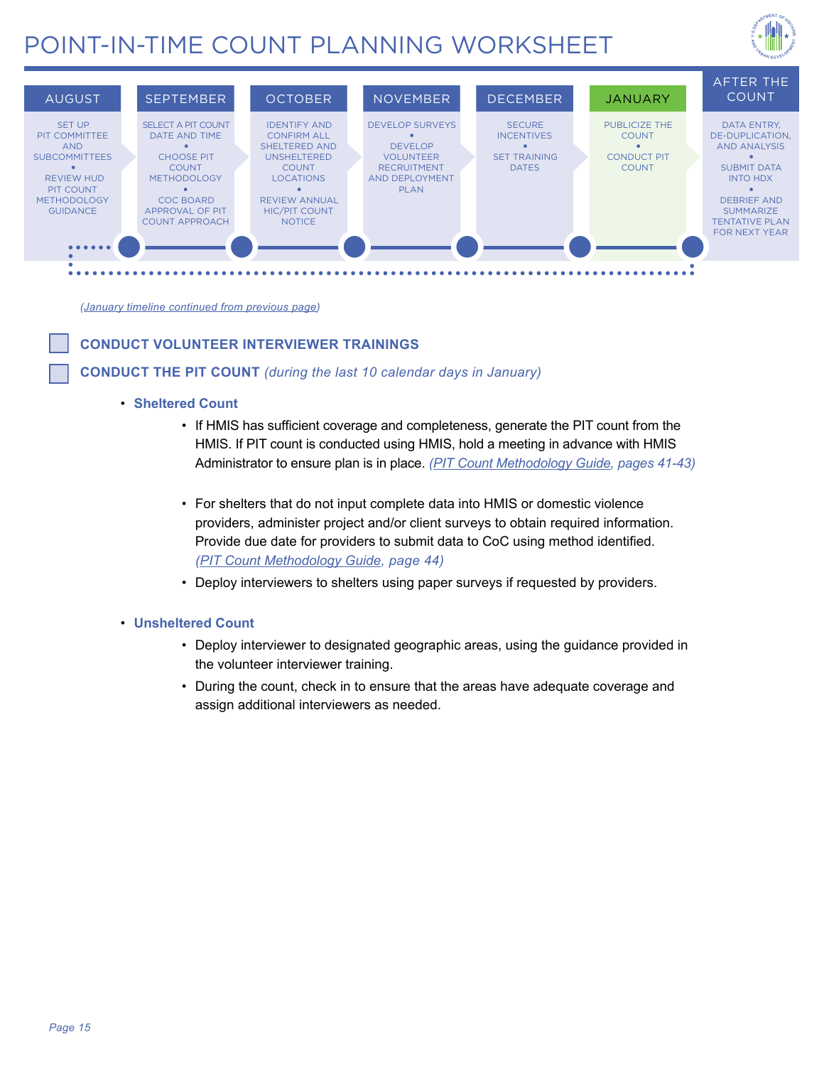# POINT-IN-TIME COUNT PLANNING WORKSHEET

| AUGUST | SEPTEMBER | OCTOBER | NOVEMBER | DECEMBER | JANUARY | AFTER THE COUNT |
|---|---|---|---|---|---|---|
| SET UP PIT COMMITTEE AND SUBCOMMITTEES • REVIEW HUD PIT COUNT METHODOLOGY GUIDANCE | SELECT A PIT COUNT DATE AND TIME • CHOOSE PIT COUNT METHODOLOGY • COC BOARD APPROVAL OF PIT COUNT APPROACH | IDENTIFY AND CONFIRM ALL SHELTERED AND UNSHELTERED COUNT LOCATIONS • REVIEW ANNUAL HIC/PIT COUNT NOTICE | DEVELOP SURVEYS • DEVELOP VOLUNTEER RECRUITMENT AND DEPLOYMENT PLAN | SECURE INCENTIVES • SET TRAINING DATES | PUBLICIZE THE COUNT • CONDUCT PIT COUNT | DATA ENTRY, DE-DUPLICATION, AND ANALYSIS • SUBMIT DATA INTO HDX • DEBRIEF AND SUMMARIZE TENTATIVE PLAN FOR NEXT YEAR |

*(January timeline continued from previous page)*

- [ ] **CONDUCT VOLUNTEER INTERVIEWER TRAININGS**
- [ ] **CONDUCT THE PIT COUNT** *(during the last 10 calendar days in January)*

- **Sheltered Count**
  - If HMIS has sufficient coverage and completeness, generate the PIT count from the HMIS. If PIT count is conducted using HMIS, hold a meeting in advance with HMIS Administrator to ensure plan is in place. *(PIT Count Methodology Guide, pages 41-43)*
  - For shelters that do not input complete data into HMIS or domestic violence providers, administer project and/or client surveys to obtain required information. Provide due date for providers to submit data to CoC using method identified. *(PIT Count Methodology Guide, page 44)*
  - Deploy interviewers to shelters using paper surveys if requested by providers.

- **Unsheltered Count**
  - Deploy interviewer to designated geographic areas, using the guidance provided in the volunteer interviewer training.
  - During the count, check in to ensure that the areas have adequate coverage and assign additional interviewers as needed.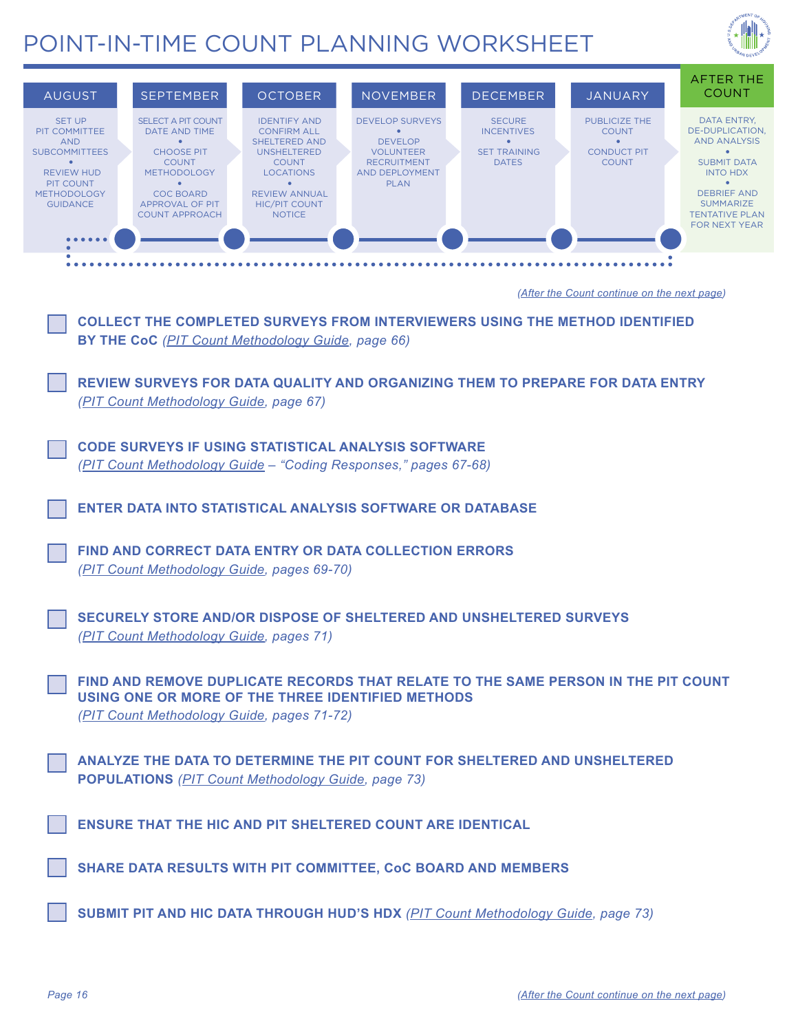# POINT-IN-TIME COUNT PLANNING WORKSHEET

| AUGUST | SEPTEMBER | OCTOBER | NOVEMBER | DECEMBER | JANUARY | AFTER THE COUNT |
|---|---|---|---|---|---|---|
| SET UP PIT COMMITTEE AND SUBCOMMITTEES • REVIEW HUD PIT COUNT METHODOLOGY GUIDANCE | SELECT A PIT COUNT DATE AND TIME • CHOOSE PIT COUNT METHODOLOGY • COC BOARD APPROVAL OF PIT COUNT APPROACH | IDENTIFY AND CONFIRM ALL SHELTERED AND UNSHELTERED COUNT LOCATIONS • REVIEW ANNUAL HIC/PIT COUNT NOTICE | DEVELOP SURVEYS • DEVELOP VOLUNTEER RECRUITMENT AND DEPLOYMENT PLAN | SECURE INCENTIVES • SET TRAINING DATES | PUBLICIZE THE COUNT • CONDUCT PIT COUNT | DATA ENTRY, DE-DUPLICATION, AND ANALYSIS • SUBMIT DATA INTO HDX • DEBRIEF AND SUMMARIZE TENTATIVE PLAN FOR NEXT YEAR |

*(After the Count continue on the next page)*

- [ ] **COLLECT THE COMPLETED SURVEYS FROM INTERVIEWERS USING THE METHOD IDENTIFIED BY THE CoC** *(PIT Count Methodology Guide, page 66)*

- [ ] **REVIEW SURVEYS FOR DATA QUALITY AND ORGANIZING THEM TO PREPARE FOR DATA ENTRY** *(PIT Count Methodology Guide, page 67)*

- [ ] **CODE SURVEYS IF USING STATISTICAL ANALYSIS SOFTWARE** *(PIT Count Methodology Guide – "Coding Responses," pages 67-68)*

- [ ] **ENTER DATA INTO STATISTICAL ANALYSIS SOFTWARE OR DATABASE**

- [ ] **FIND AND CORRECT DATA ENTRY OR DATA COLLECTION ERRORS** *(PIT Count Methodology Guide, pages 69-70)*

- [ ] **SECURELY STORE AND/OR DISPOSE OF SHELTERED AND UNSHELTERED SURVEYS** *(PIT Count Methodology Guide, pages 71)*

- [ ] **FIND AND REMOVE DUPLICATE RECORDS THAT RELATE TO THE SAME PERSON IN THE PIT COUNT USING ONE OR MORE OF THE THREE IDENTIFIED METHODS** *(PIT Count Methodology Guide, pages 71-72)*

- [ ] **ANALYZE THE DATA TO DETERMINE THE PIT COUNT FOR SHELTERED AND UNSHELTERED POPULATIONS** *(PIT Count Methodology Guide, page 73)*

- [ ] **ENSURE THAT THE HIC AND PIT SHELTERED COUNT ARE IDENTICAL**

- [ ] **SHARE DATA RESULTS WITH PIT COMMITTEE, CoC BOARD AND MEMBERS**

- [ ] **SUBMIT PIT AND HIC DATA THROUGH HUD'S HDX** *(PIT Count Methodology Guide, page 73)*

*(After the Count continue on the next page)*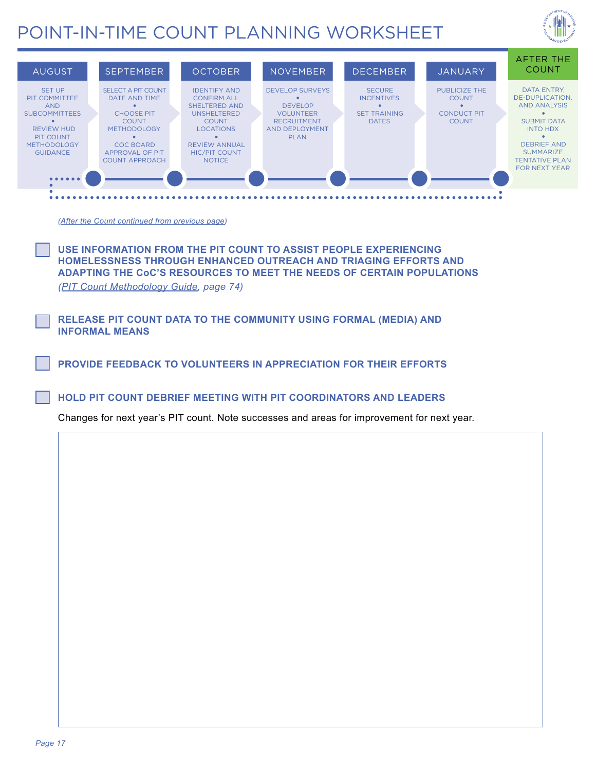# POINT-IN-TIME COUNT PLANNING WORKSHEET

| AUGUST | SEPTEMBER | OCTOBER | NOVEMBER | DECEMBER | JANUARY | AFTER THE COUNT |
|---|---|---|---|---|---|---|
| SET UP PIT COMMITTEE AND SUBCOMMITTEES • REVIEW HUD PIT COUNT METHODOLOGY GUIDANCE | SELECT A PIT COUNT DATE AND TIME • CHOOSE PIT COUNT METHODOLOGY • COC BOARD APPROVAL OF PIT COUNT APPROACH | IDENTIFY AND CONFIRM ALL SHELTERED AND UNSHELTERED COUNT LOCATIONS • REVIEW ANNUAL HIC/PIT COUNT NOTICE | DEVELOP SURVEYS • DEVELOP VOLUNTEER RECRUITMENT AND DEPLOYMENT PLAN | SECURE INCENTIVES • SET TRAINING DATES | PUBLICIZE THE COUNT • CONDUCT PIT COUNT | DATA ENTRY, DE-DUPLICATION, AND ANALYSIS • SUBMIT DATA INTO HDX • DEBRIEF AND SUMMARIZE TENTATIVE PLAN FOR NEXT YEAR |

*(After the Count continued from previous page)*

- [ ] **USE INFORMATION FROM THE PIT COUNT TO ASSIST PEOPLE EXPERIENCING HOMELESSNESS THROUGH ENHANCED OUTREACH AND TRIAGING EFFORTS AND ADAPTING THE CoC'S RESOURCES TO MEET THE NEEDS OF CERTAIN POPULATIONS**
  *(PIT Count Methodology Guide, page 74)*

- [ ] **RELEASE PIT COUNT DATA TO THE COMMUNITY USING FORMAL (MEDIA) AND INFORMAL MEANS**

- [ ] **PROVIDE FEEDBACK TO VOLUNTEERS IN APPRECIATION FOR THEIR EFFORTS**

- [ ] **HOLD PIT COUNT DEBRIEF MEETING WITH PIT COORDINATORS AND LEADERS**

Changes for next year's PIT count. Note successes and areas for improvement for next year.